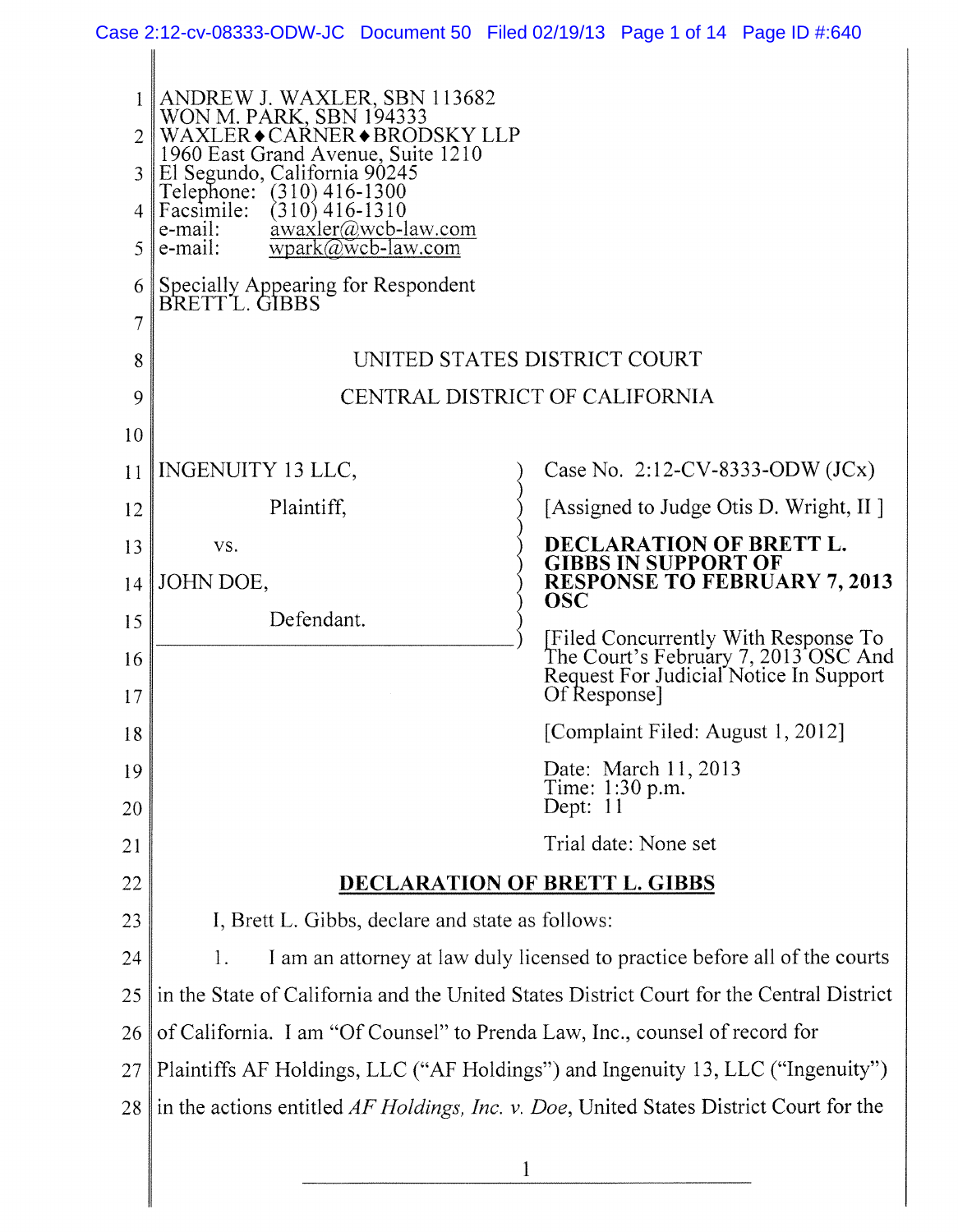ANDREW J. WAXLER, SBN 113682
WON M. PARK, SBN 194333
WAXLER♦CARNER♦BRODSKY LLP
1960 East Grand Avenue, Suite 1210
El Segundo, California 90245
Telephone: (310) 416-1300
Facsimile: (310) 416-1310
e-mail: awaxler@wcb-law.com
e-mail: wpark@wcb-law.com

Specially Appearing for Respondent
BRETT L. GIBBS

UNITED STATES DISTRICT COURT

CENTRAL DISTRICT OF CALIFORNIA

| | |
|---|---|
| INGENUITY 13 LLC,<br><br>Plaintiff,<br><br>vs.<br><br>JOHN DOE,<br><br>Defendant. | Case No. 2:12-CV-8333-ODW (JCx)<br><br>[Assigned to Judge Otis D. Wright, II ]<br><br>**DECLARATION OF BRETT L. GIBBS IN SUPPORT OF RESPONSE TO FEBRUARY 7, 2013 OSC**<br><br>[Filed Concurrently With Response To The Court's February 7, 2013 OSC And Request For Judicial Notice In Support Of Response]<br><br>[Complaint Filed: August 1, 2012]<br><br>Date: March 11, 2013<br>Time: 1:30 p.m.<br>Dept: 11<br><br>Trial date: None set |

## DECLARATION OF BRETT L. GIBBS

I, Brett L. Gibbs, declare and state as follows:

1. I am an attorney at law duly licensed to practice before all of the courts in the State of California and the United States District Court for the Central District of California. I am "Of Counsel" to Prenda Law, Inc., counsel of record for Plaintiffs AF Holdings, LLC ("AF Holdings") and Ingenuity 13, LLC ("Ingenuity") in the actions entitled *AF Holdings, Inc. v. Doe*, United States District Court for the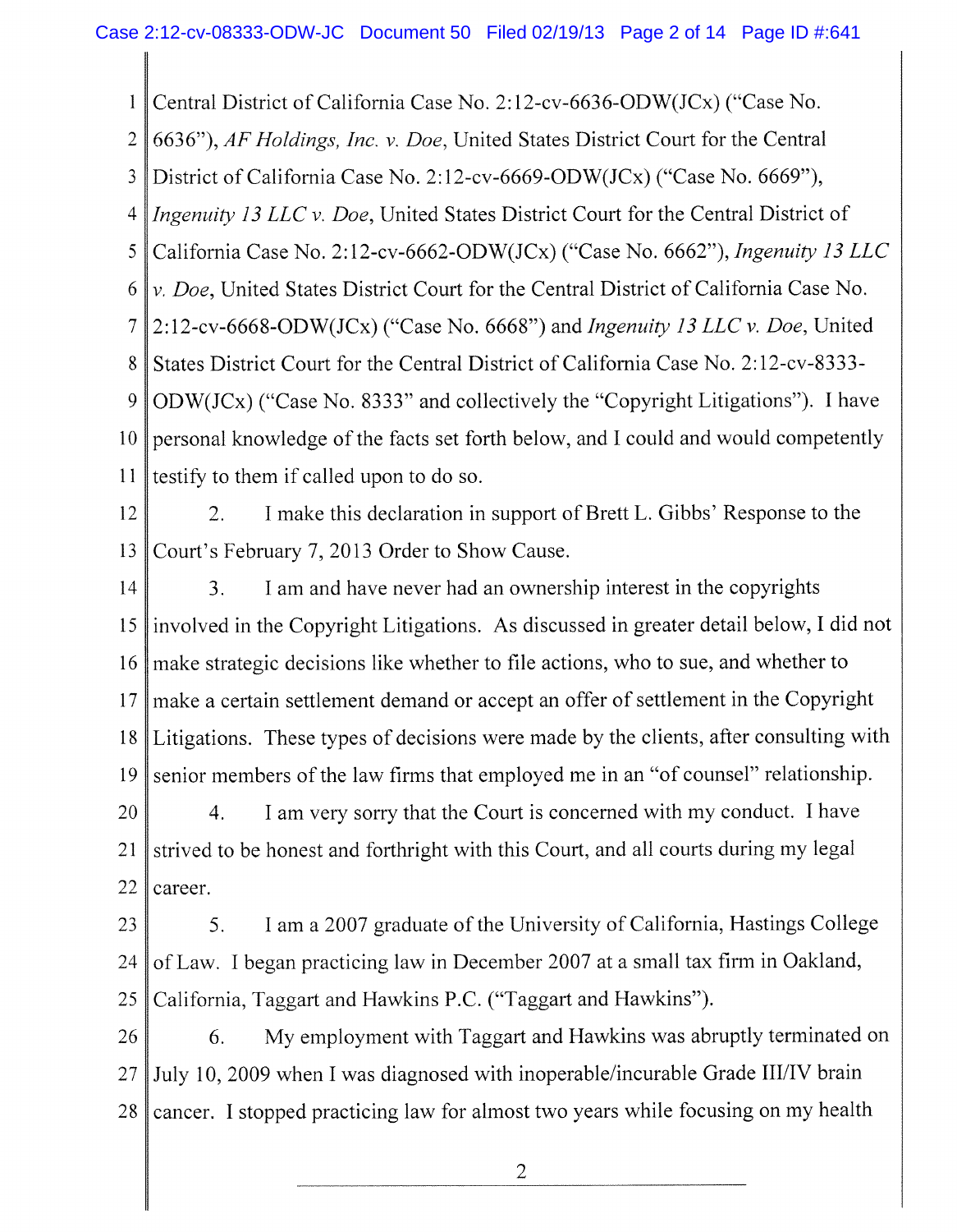Central District of California Case No. 2:12-cv-6636-ODW(JCx) ("Case No. 6636"), *AF Holdings, Inc. v. Doe*, United States District Court for the Central District of California Case No. 2:12-cv-6669-ODW(JCx) ("Case No. 6669"), *Ingenuity 13 LLC v. Doe*, United States District Court for the Central District of California Case No. 2:12-cv-6662-ODW(JCx) ("Case No. 6662"), *Ingenuity 13 LLC v. Doe*, United States District Court for the Central District of California Case No. 2:12-cv-6668-ODW(JCx) ("Case No. 6668") and *Ingenuity 13 LLC v. Doe*, United States District Court for the Central District of California Case No. 2:12-cv-8333-ODW(JCx) ("Case No. 8333" and collectively the "Copyright Litigations"). I have personal knowledge of the facts set forth below, and I could and would competently testify to them if called upon to do so.

2. I make this declaration in support of Brett L. Gibbs' Response to the Court's February 7, 2013 Order to Show Cause.

3. I am and have never had an ownership interest in the copyrights involved in the Copyright Litigations. As discussed in greater detail below, I did not make strategic decisions like whether to file actions, who to sue, and whether to make a certain settlement demand or accept an offer of settlement in the Copyright Litigations. These types of decisions were made by the clients, after consulting with senior members of the law firms that employed me in an "of counsel" relationship.

4. I am very sorry that the Court is concerned with my conduct. I have strived to be honest and forthright with this Court, and all courts during my legal career.

5. I am a 2007 graduate of the University of California, Hastings College of Law. I began practicing law in December 2007 at a small tax firm in Oakland, California, Taggart and Hawkins P.C. ("Taggart and Hawkins").

6. My employment with Taggart and Hawkins was abruptly terminated on July 10, 2009 when I was diagnosed with inoperable/incurable Grade III/IV brain cancer. I stopped practicing law for almost two years while focusing on my health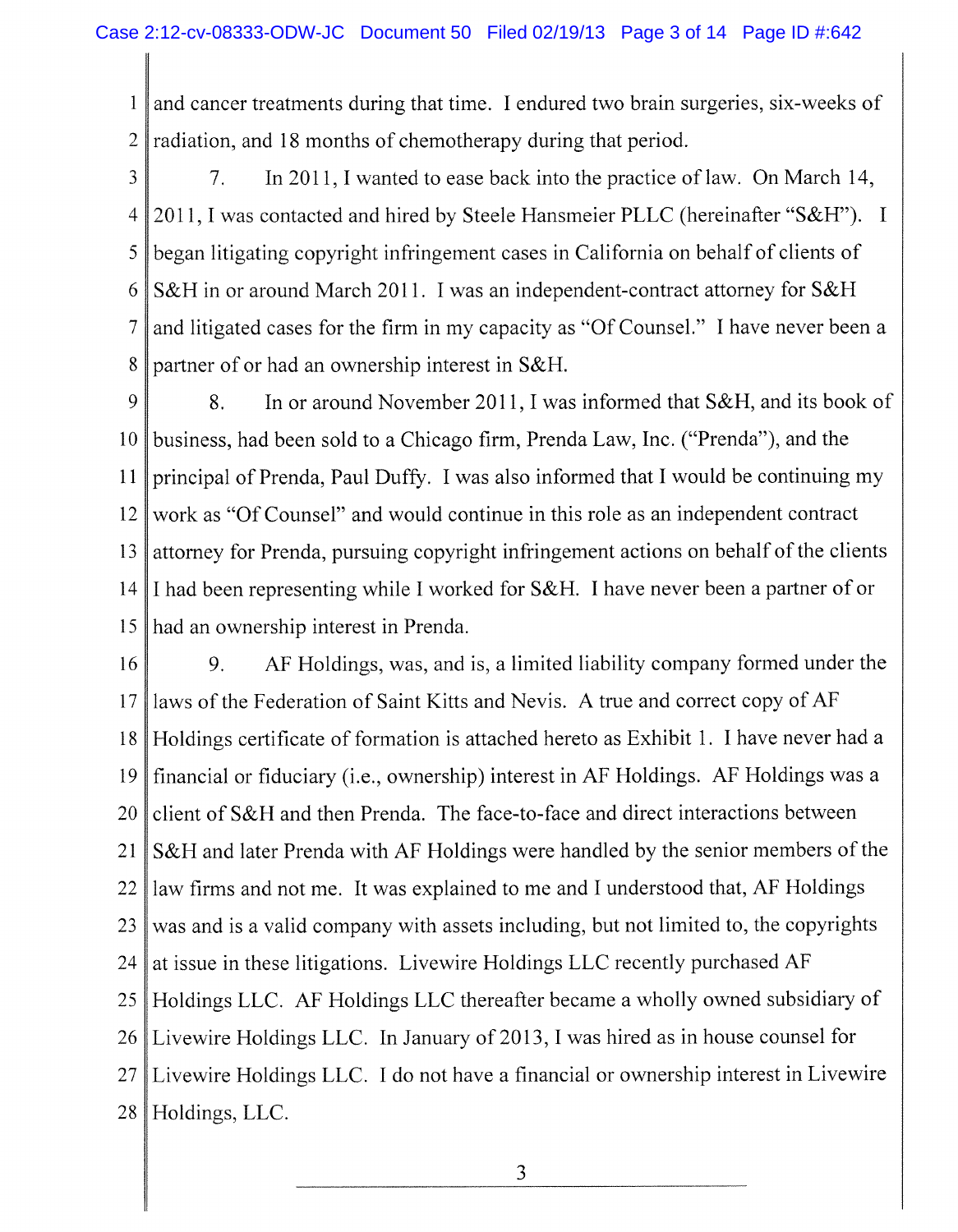and cancer treatments during that time. I endured two brain surgeries, six-weeks of radiation, and 18 months of chemotherapy during that period.

7. In 2011, I wanted to ease back into the practice of law. On March 14, 2011, I was contacted and hired by Steele Hansmeier PLLC (hereinafter "S&H"). I began litigating copyright infringement cases in California on behalf of clients of S&H in or around March 2011. I was an independent-contract attorney for S&H and litigated cases for the firm in my capacity as "Of Counsel." I have never been a partner of or had an ownership interest in S&H.

8. In or around November 2011, I was informed that S&H, and its book of business, had been sold to a Chicago firm, Prenda Law, Inc. ("Prenda"), and the principal of Prenda, Paul Duffy. I was also informed that I would be continuing my work as "Of Counsel" and would continue in this role as an independent contract attorney for Prenda, pursuing copyright infringement actions on behalf of the clients I had been representing while I worked for S&H. I have never been a partner of or had an ownership interest in Prenda.

9. AF Holdings, was, and is, a limited liability company formed under the laws of the Federation of Saint Kitts and Nevis. A true and correct copy of AF Holdings certificate of formation is attached hereto as Exhibit 1. I have never had a financial or fiduciary (i.e., ownership) interest in AF Holdings. AF Holdings was a client of S&H and then Prenda. The face-to-face and direct interactions between S&H and later Prenda with AF Holdings were handled by the senior members of the law firms and not me. It was explained to me and I understood that, AF Holdings was and is a valid company with assets including, but not limited to, the copyrights at issue in these litigations. Livewire Holdings LLC recently purchased AF Holdings LLC. AF Holdings LLC thereafter became a wholly owned subsidiary of Livewire Holdings LLC. In January of 2013, I was hired as in house counsel for Livewire Holdings LLC. I do not have a financial or ownership interest in Livewire Holdings, LLC.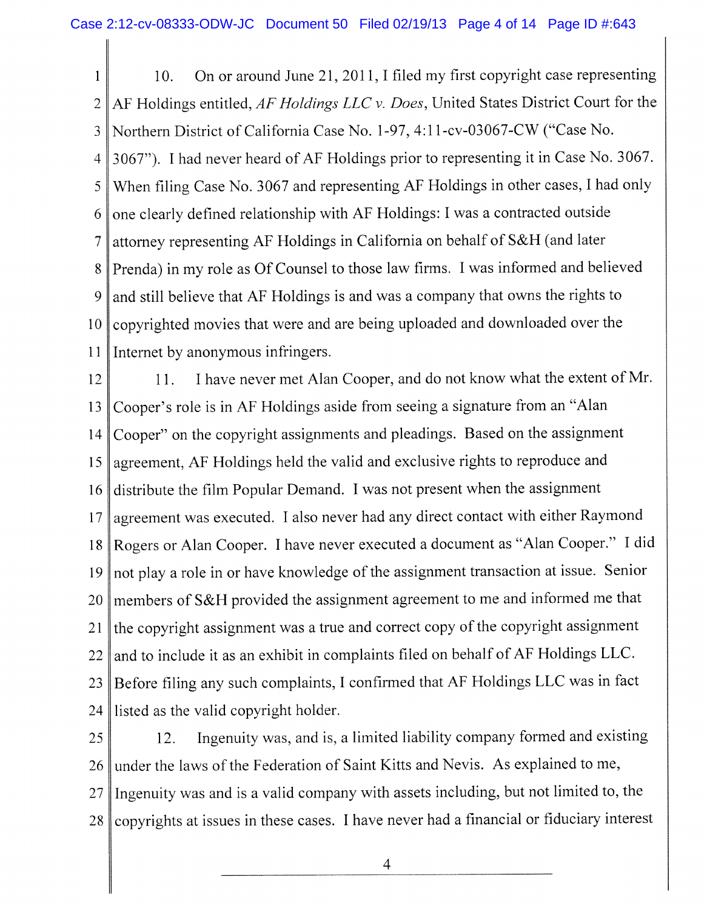10. On or around June 21, 2011, I filed my first copyright case representing AF Holdings entitled, *AF Holdings LLC v. Does*, United States District Court for the Northern District of California Case No. 1-97, 4:11-cv-03067-CW ("Case No. 3067"). I had never heard of AF Holdings prior to representing it in Case No. 3067. When filing Case No. 3067 and representing AF Holdings in other cases, I had only one clearly defined relationship with AF Holdings: I was a contracted outside attorney representing AF Holdings in California on behalf of S&H (and later Prenda) in my role as Of Counsel to those law firms. I was informed and believed and still believe that AF Holdings is and was a company that owns the rights to copyrighted movies that were and are being uploaded and downloaded over the Internet by anonymous infringers.

11. I have never met Alan Cooper, and do not know what the extent of Mr. Cooper's role is in AF Holdings aside from seeing a signature from an "Alan Cooper" on the copyright assignments and pleadings. Based on the assignment agreement, AF Holdings held the valid and exclusive rights to reproduce and distribute the film Popular Demand. I was not present when the assignment agreement was executed. I also never had any direct contact with either Raymond Rogers or Alan Cooper. I have never executed a document as "Alan Cooper." I did not play a role in or have knowledge of the assignment transaction at issue. Senior members of S&H provided the assignment agreement to me and informed me that the copyright assignment was a true and correct copy of the copyright assignment and to include it as an exhibit in complaints filed on behalf of AF Holdings LLC. Before filing any such complaints, I confirmed that AF Holdings LLC was in fact listed as the valid copyright holder.

12. Ingenuity was, and is, a limited liability company formed and existing under the laws of the Federation of Saint Kitts and Nevis. As explained to me, Ingenuity was and is a valid company with assets including, but not limited to, the copyrights at issues in these cases. I have never had a financial or fiduciary interest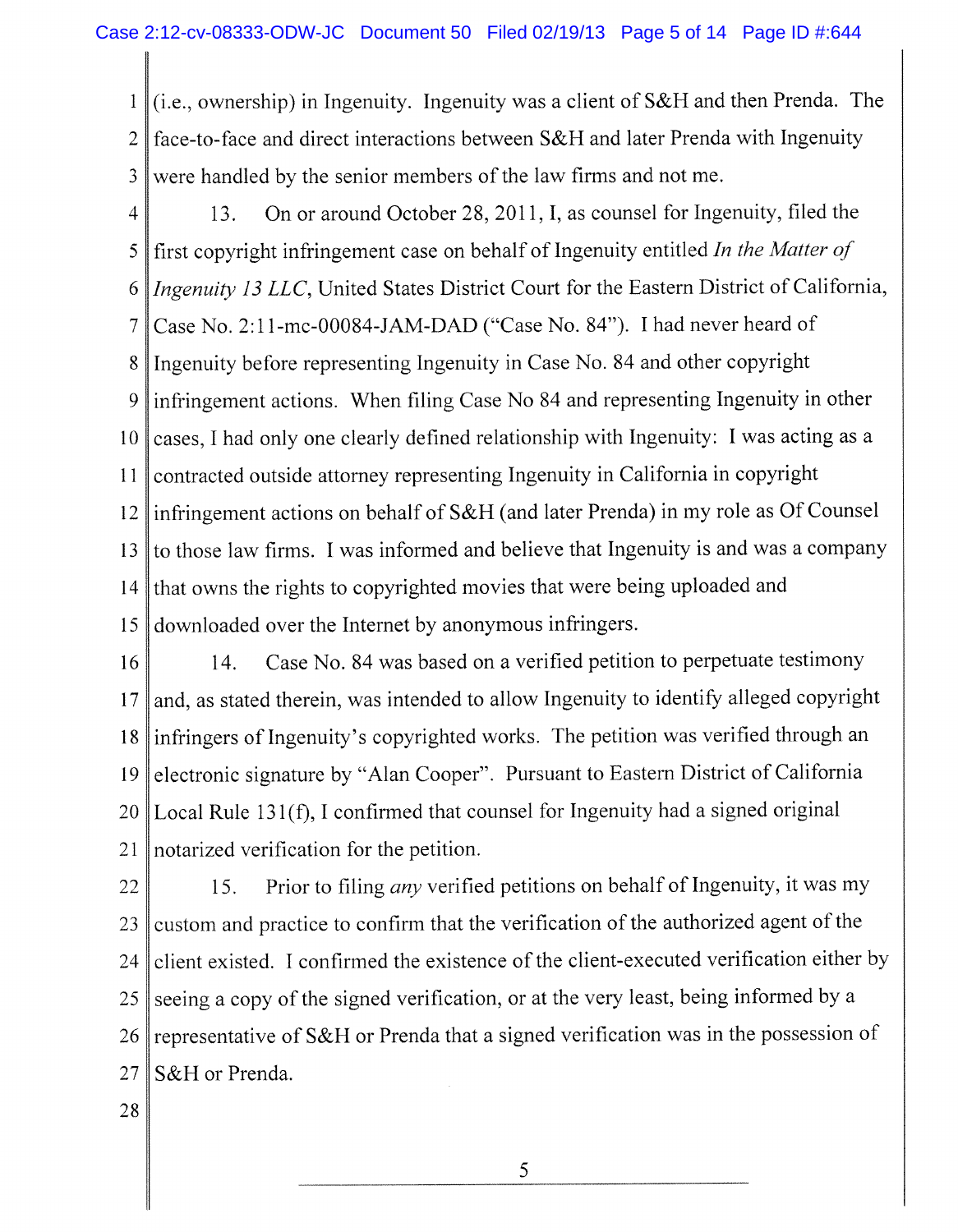(i.e., ownership) in Ingenuity. Ingenuity was a client of S&H and then Prenda. The face-to-face and direct interactions between S&H and later Prenda with Ingenuity were handled by the senior members of the law firms and not me.

13. On or around October 28, 2011, I, as counsel for Ingenuity, filed the first copyright infringement case on behalf of Ingenuity entitled *In the Matter of Ingenuity 13 LLC*, United States District Court for the Eastern District of California, Case No. 2:11-mc-00084-JAM-DAD ("Case No. 84"). I had never heard of Ingenuity before representing Ingenuity in Case No. 84 and other copyright infringement actions. When filing Case No 84 and representing Ingenuity in other cases, I had only one clearly defined relationship with Ingenuity: I was acting as a contracted outside attorney representing Ingenuity in California in copyright infringement actions on behalf of S&H (and later Prenda) in my role as Of Counsel to those law firms. I was informed and believe that Ingenuity is and was a company that owns the rights to copyrighted movies that were being uploaded and downloaded over the Internet by anonymous infringers.

14. Case No. 84 was based on a verified petition to perpetuate testimony and, as stated therein, was intended to allow Ingenuity to identify alleged copyright infringers of Ingenuity's copyrighted works. The petition was verified through an electronic signature by "Alan Cooper". Pursuant to Eastern District of California Local Rule 131(f), I confirmed that counsel for Ingenuity had a signed original notarized verification for the petition.

15. Prior to filing *any* verified petitions on behalf of Ingenuity, it was my custom and practice to confirm that the verification of the authorized agent of the client existed. I confirmed the existence of the client-executed verification either by seeing a copy of the signed verification, or at the very least, being informed by a representative of S&H or Prenda that a signed verification was in the possession of S&H or Prenda.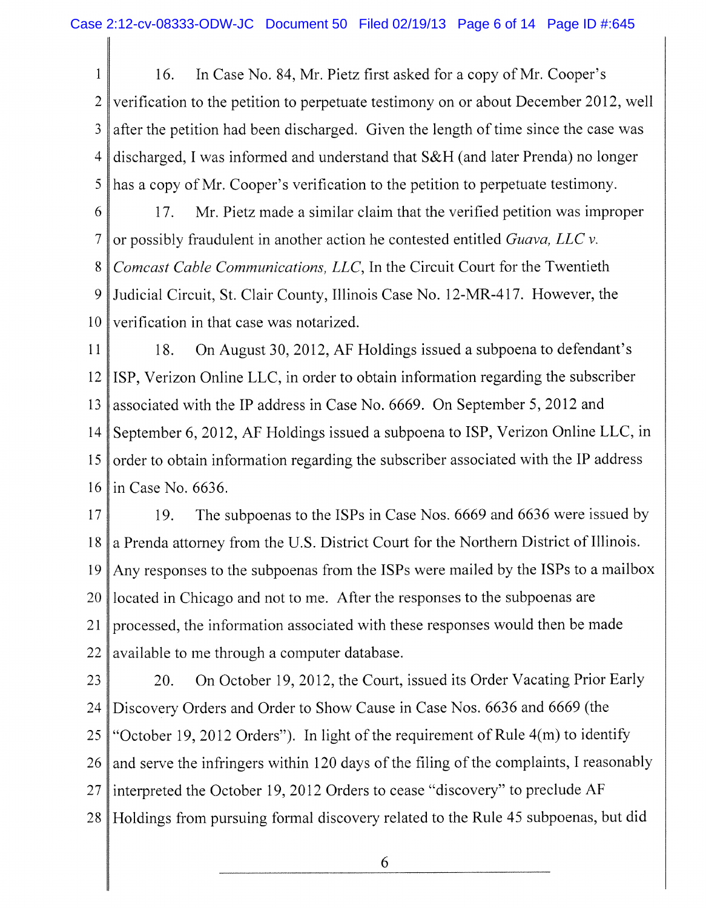16. In Case No. 84, Mr. Pietz first asked for a copy of Mr. Cooper's verification to the petition to perpetuate testimony on or about December 2012, well after the petition had been discharged. Given the length of time since the case was discharged, I was informed and understand that S&H (and later Prenda) no longer has a copy of Mr. Cooper's verification to the petition to perpetuate testimony.

17. Mr. Pietz made a similar claim that the verified petition was improper or possibly fraudulent in another action he contested entitled *Guava, LLC v. Comcast Cable Communications, LLC*, In the Circuit Court for the Twentieth Judicial Circuit, St. Clair County, Illinois Case No. 12-MR-417. However, the verification in that case was notarized.

18. On August 30, 2012, AF Holdings issued a subpoena to defendant's ISP, Verizon Online LLC, in order to obtain information regarding the subscriber associated with the IP address in Case No. 6669. On September 5, 2012 and September 6, 2012, AF Holdings issued a subpoena to ISP, Verizon Online LLC, in order to obtain information regarding the subscriber associated with the IP address in Case No. 6636.

19. The subpoenas to the ISPs in Case Nos. 6669 and 6636 were issued by a Prenda attorney from the U.S. District Court for the Northern District of Illinois. Any responses to the subpoenas from the ISPs were mailed by the ISPs to a mailbox located in Chicago and not to me. After the responses to the subpoenas are processed, the information associated with these responses would then be made available to me through a computer database.

20. On October 19, 2012, the Court, issued its Order Vacating Prior Early Discovery Orders and Order to Show Cause in Case Nos. 6636 and 6669 (the "October 19, 2012 Orders"). In light of the requirement of Rule 4(m) to identify and serve the infringers within 120 days of the filing of the complaints, I reasonably interpreted the October 19, 2012 Orders to cease "discovery" to preclude AF Holdings from pursuing formal discovery related to the Rule 45 subpoenas, but did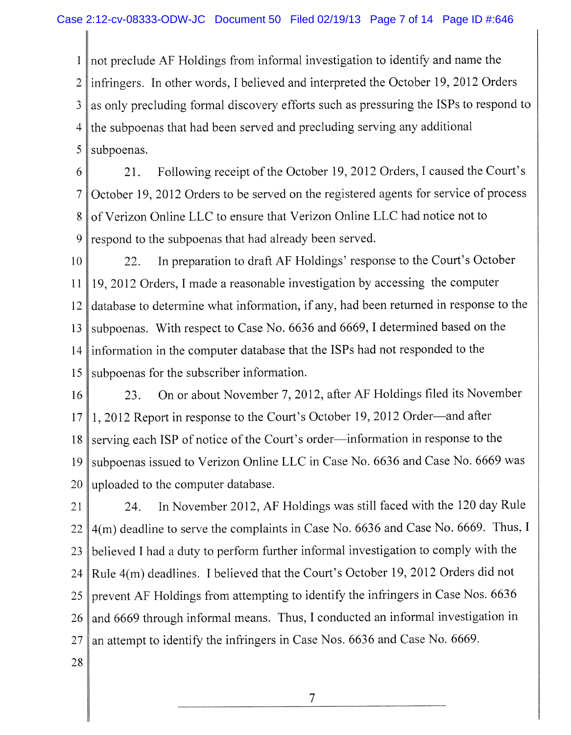not preclude AF Holdings from informal investigation to identify and name the infringers. In other words, I believed and interpreted the October 19, 2012 Orders as only precluding formal discovery efforts such as pressuring the ISPs to respond to the subpoenas that had been served and precluding serving any additional subpoenas.

21. Following receipt of the October 19, 2012 Orders, I caused the Court's October 19, 2012 Orders to be served on the registered agents for service of process of Verizon Online LLC to ensure that Verizon Online LLC had notice not to respond to the subpoenas that had already been served.

22. In preparation to draft AF Holdings' response to the Court's October 19, 2012 Orders, I made a reasonable investigation by accessing the computer database to determine what information, if any, had been returned in response to the subpoenas. With respect to Case No. 6636 and 6669, I determined based on the information in the computer database that the ISPs had not responded to the subpoenas for the subscriber information.

23. On or about November 7, 2012, after AF Holdings filed its November 1, 2012 Report in response to the Court's October 19, 2012 Order—and after serving each ISP of notice of the Court's order—information in response to the subpoenas issued to Verizon Online LLC in Case No. 6636 and Case No. 6669 was uploaded to the computer database.

24. In November 2012, AF Holdings was still faced with the 120 day Rule 4(m) deadline to serve the complaints in Case No. 6636 and Case No. 6669. Thus, I believed I had a duty to perform further informal investigation to comply with the Rule 4(m) deadlines. I believed that the Court's October 19, 2012 Orders did not prevent AF Holdings from attempting to identify the infringers in Case Nos. 6636 and 6669 through informal means. Thus, I conducted an informal investigation in an attempt to identify the infringers in Case Nos. 6636 and Case No. 6669.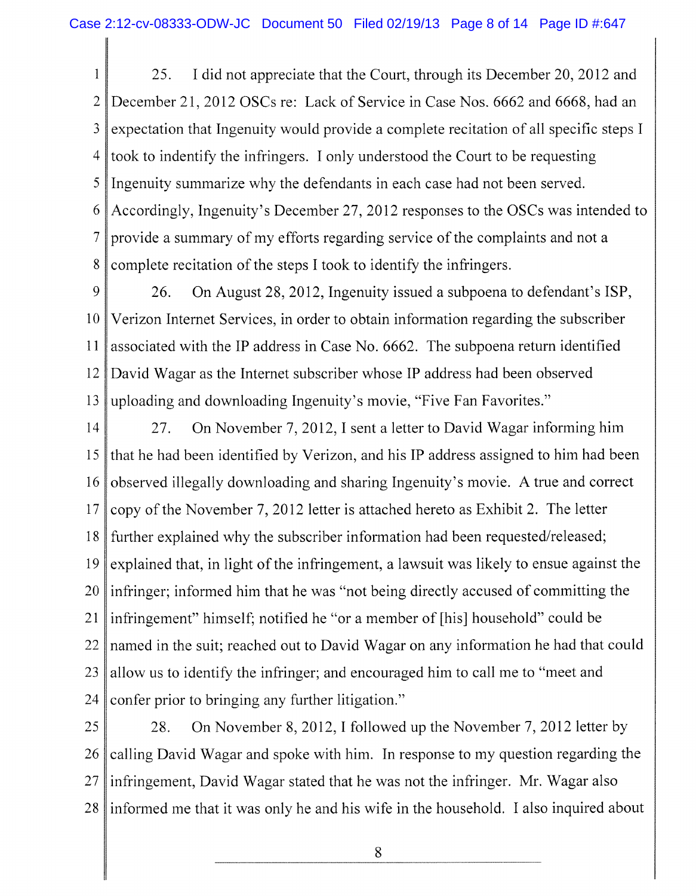25. I did not appreciate that the Court, through its December 20, 2012 and December 21, 2012 OSCs re: Lack of Service in Case Nos. 6662 and 6668, had an expectation that Ingenuity would provide a complete recitation of all specific steps I took to indentify the infringers. I only understood the Court to be requesting Ingenuity summarize why the defendants in each case had not been served. Accordingly, Ingenuity's December 27, 2012 responses to the OSCs was intended to provide a summary of my efforts regarding service of the complaints and not a complete recitation of the steps I took to identify the infringers.

26. On August 28, 2012, Ingenuity issued a subpoena to defendant's ISP, Verizon Internet Services, in order to obtain information regarding the subscriber associated with the IP address in Case No. 6662. The subpoena return identified David Wagar as the Internet subscriber whose IP address had been observed uploading and downloading Ingenuity's movie, "Five Fan Favorites."

27. On November 7, 2012, I sent a letter to David Wagar informing him that he had been identified by Verizon, and his IP address assigned to him had been observed illegally downloading and sharing Ingenuity's movie. A true and correct copy of the November 7, 2012 letter is attached hereto as Exhibit 2. The letter further explained why the subscriber information had been requested/released; explained that, in light of the infringement, a lawsuit was likely to ensue against the infringer; informed him that he was "not being directly accused of committing the infringement" himself; notified he "or a member of [his] household" could be named in the suit; reached out to David Wagar on any information he had that could allow us to identify the infringer; and encouraged him to call me to "meet and confer prior to bringing any further litigation."

28. On November 8, 2012, I followed up the November 7, 2012 letter by calling David Wagar and spoke with him. In response to my question regarding the infringement, David Wagar stated that he was not the infringer. Mr. Wagar also informed me that it was only he and his wife in the household. I also inquired about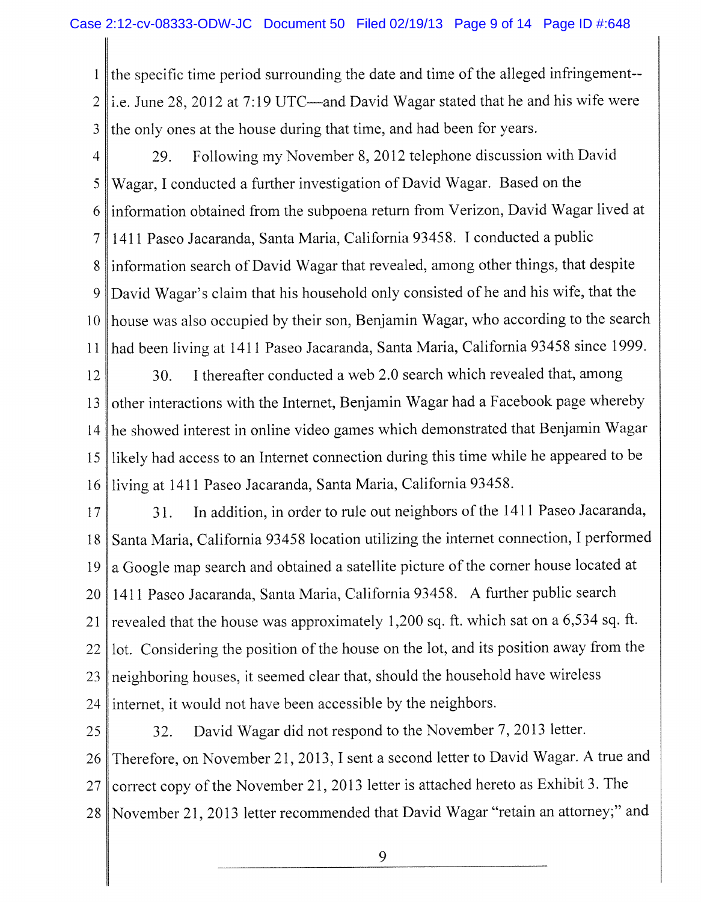the specific time period surrounding the date and time of the alleged infringement--i.e. June 28, 2012 at 7:19 UTC—and David Wagar stated that he and his wife were the only ones at the house during that time, and had been for years.

29. Following my November 8, 2012 telephone discussion with David Wagar, I conducted a further investigation of David Wagar. Based on the information obtained from the subpoena return from Verizon, David Wagar lived at 1411 Paseo Jacaranda, Santa Maria, California 93458. I conducted a public information search of David Wagar that revealed, among other things, that despite David Wagar's claim that his household only consisted of he and his wife, that the house was also occupied by their son, Benjamin Wagar, who according to the search had been living at 1411 Paseo Jacaranda, Santa Maria, California 93458 since 1999.

30. I thereafter conducted a web 2.0 search which revealed that, among other interactions with the Internet, Benjamin Wagar had a Facebook page whereby he showed interest in online video games which demonstrated that Benjamin Wagar likely had access to an Internet connection during this time while he appeared to be living at 1411 Paseo Jacaranda, Santa Maria, California 93458.

31. In addition, in order to rule out neighbors of the 1411 Paseo Jacaranda, Santa Maria, California 93458 location utilizing the internet connection, I performed a Google map search and obtained a satellite picture of the corner house located at 1411 Paseo Jacaranda, Santa Maria, California 93458. A further public search revealed that the house was approximately 1,200 sq. ft. which sat on a 6,534 sq. ft. lot. Considering the position of the house on the lot, and its position away from the neighboring houses, it seemed clear that, should the household have wireless internet, it would not have been accessible by the neighbors.

32. David Wagar did not respond to the November 7, 2013 letter. Therefore, on November 21, 2013, I sent a second letter to David Wagar. A true and correct copy of the November 21, 2013 letter is attached hereto as Exhibit 3. The November 21, 2013 letter recommended that David Wagar "retain an attorney;" and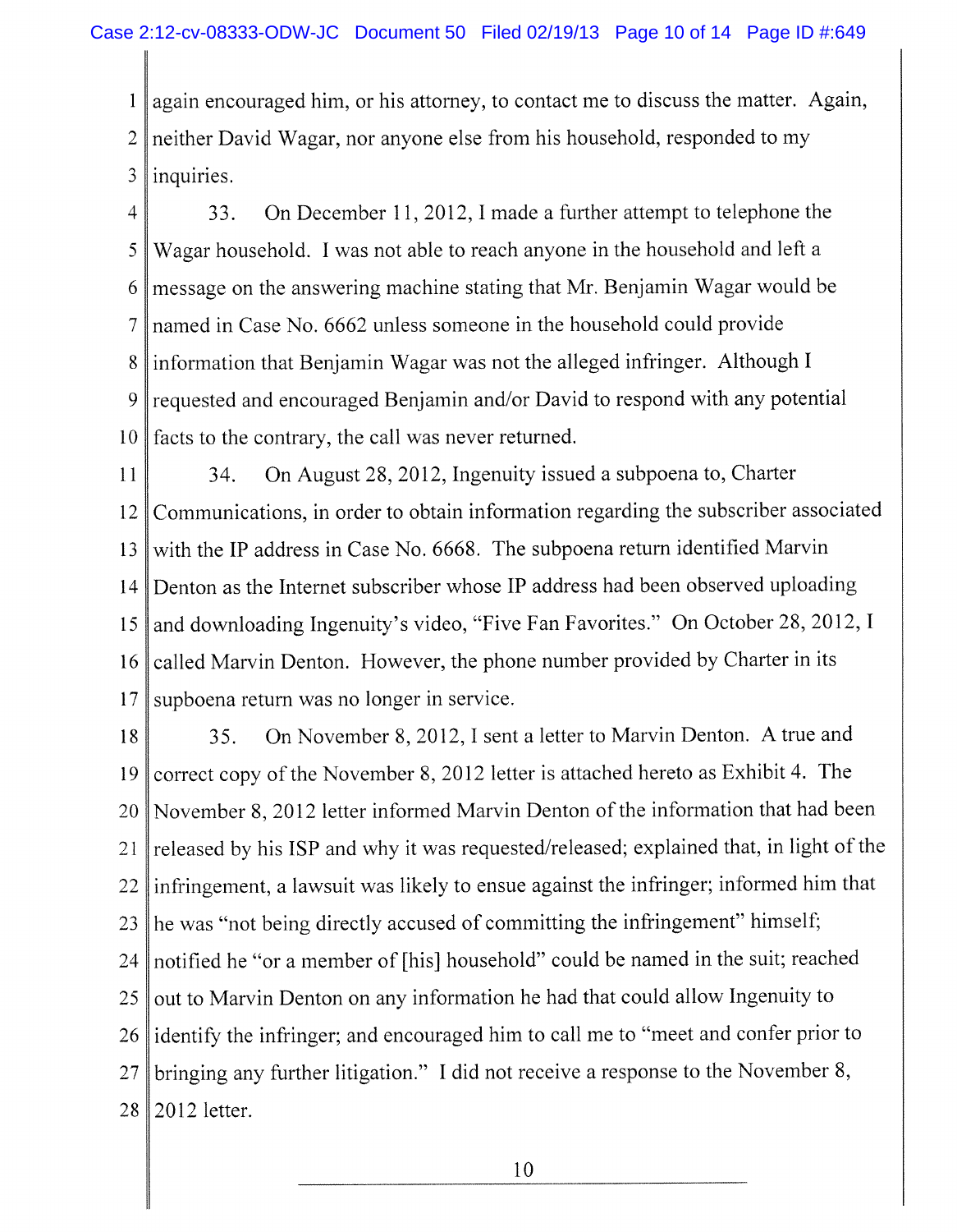again encouraged him, or his attorney, to contact me to discuss the matter. Again, neither David Wagar, nor anyone else from his household, responded to my inquiries.

33. On December 11, 2012, I made a further attempt to telephone the Wagar household. I was not able to reach anyone in the household and left a message on the answering machine stating that Mr. Benjamin Wagar would be named in Case No. 6662 unless someone in the household could provide information that Benjamin Wagar was not the alleged infringer. Although I requested and encouraged Benjamin and/or David to respond with any potential facts to the contrary, the call was never returned.

34. On August 28, 2012, Ingenuity issued a subpoena to, Charter Communications, in order to obtain information regarding the subscriber associated with the IP address in Case No. 6668. The subpoena return identified Marvin Denton as the Internet subscriber whose IP address had been observed uploading and downloading Ingenuity's video, "Five Fan Favorites." On October 28, 2012, I called Marvin Denton. However, the phone number provided by Charter in its supboena return was no longer in service.

35. On November 8, 2012, I sent a letter to Marvin Denton. A true and correct copy of the November 8, 2012 letter is attached hereto as Exhibit 4. The November 8, 2012 letter informed Marvin Denton of the information that had been released by his ISP and why it was requested/released; explained that, in light of the infringement, a lawsuit was likely to ensue against the infringer; informed him that he was "not being directly accused of committing the infringement" himself; notified he "or a member of [his] household" could be named in the suit; reached out to Marvin Denton on any information he had that could allow Ingenuity to identify the infringer; and encouraged him to call me to "meet and confer prior to bringing any further litigation." I did not receive a response to the November 8, 2012 letter.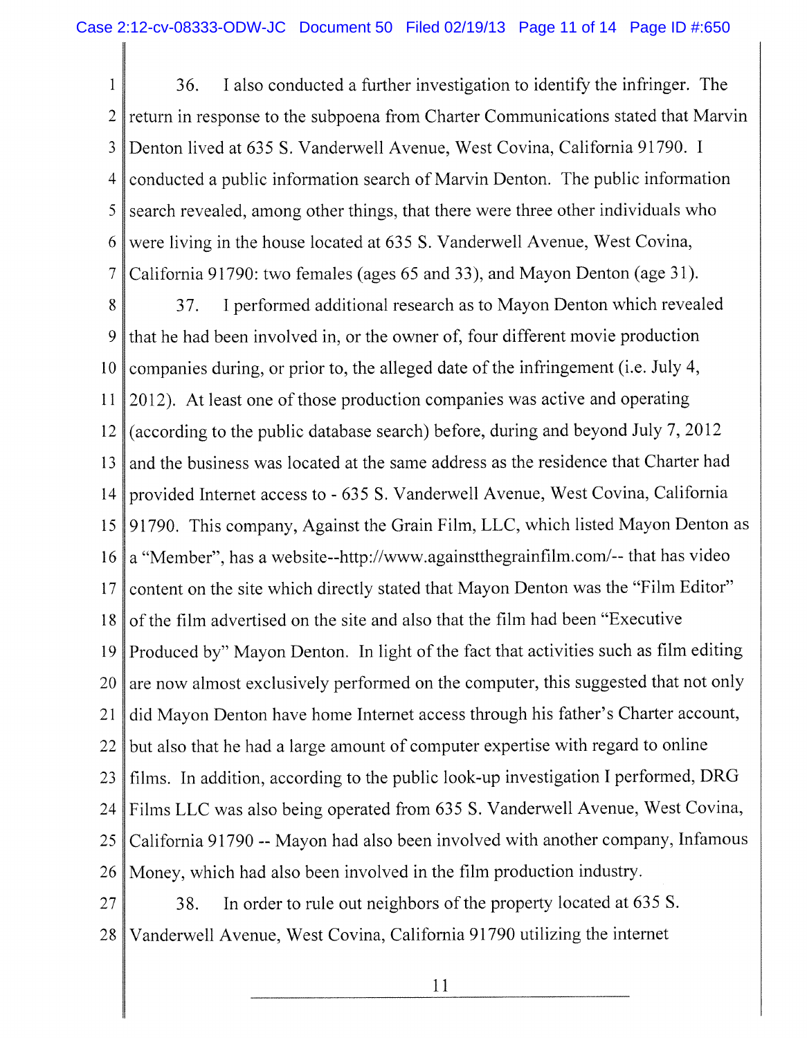36. I also conducted a further investigation to identify the infringer. The return in response to the subpoena from Charter Communications stated that Marvin Denton lived at 635 S. Vanderwell Avenue, West Covina, California 91790. I conducted a public information search of Marvin Denton. The public information search revealed, among other things, that there were three other individuals who were living in the house located at 635 S. Vanderwell Avenue, West Covina, California 91790: two females (ages 65 and 33), and Mayon Denton (age 31).

37. I performed additional research as to Mayon Denton which revealed that he had been involved in, or the owner of, four different movie production companies during, or prior to, the alleged date of the infringement (i.e. July 4, 2012). At least one of those production companies was active and operating (according to the public database search) before, during and beyond July 7, 2012 and the business was located at the same address as the residence that Charter had provided Internet access to - 635 S. Vanderwell Avenue, West Covina, California 91790. This company, Against the Grain Film, LLC, which listed Mayon Denton as a "Member", has a website--http://www.againstthegrainfilm.com/-- that has video content on the site which directly stated that Mayon Denton was the "Film Editor" of the film advertised on the site and also that the film had been "Executive Produced by" Mayon Denton. In light of the fact that activities such as film editing are now almost exclusively performed on the computer, this suggested that not only did Mayon Denton have home Internet access through his father's Charter account, but also that he had a large amount of computer expertise with regard to online films. In addition, according to the public look-up investigation I performed, DRG Films LLC was also being operated from 635 S. Vanderwell Avenue, West Covina, California 91790 -- Mayon had also been involved with another company, Infamous Money, which had also been involved in the film production industry.

38. In order to rule out neighbors of the property located at 635 S. Vanderwell Avenue, West Covina, California 91790 utilizing the internet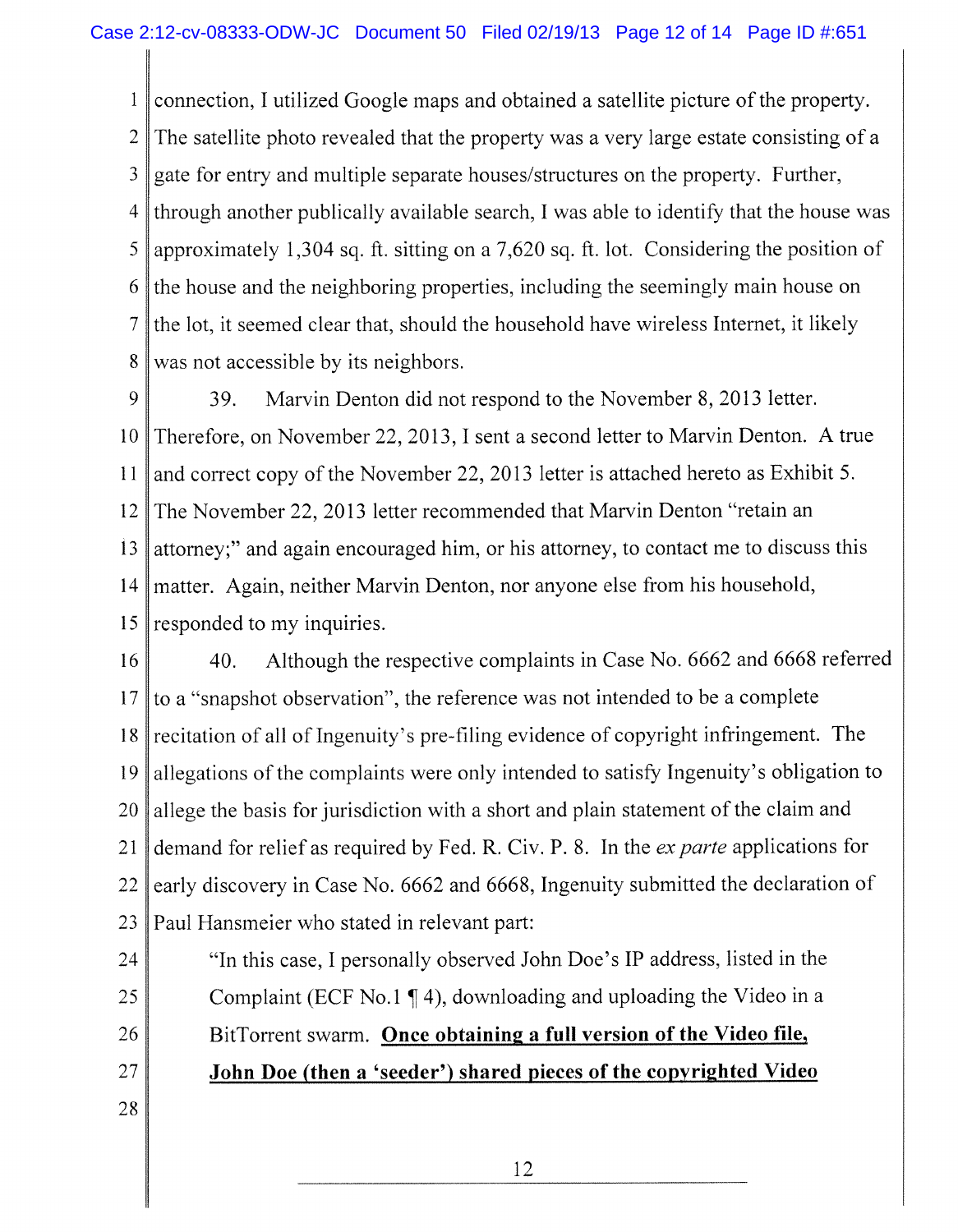connection, I utilized Google maps and obtained a satellite picture of the property. The satellite photo revealed that the property was a very large estate consisting of a gate for entry and multiple separate houses/structures on the property. Further, through another publically available search, I was able to identify that the house was approximately 1,304 sq. ft. sitting on a 7,620 sq. ft. lot. Considering the position of the house and the neighboring properties, including the seemingly main house on the lot, it seemed clear that, should the household have wireless Internet, it likely was not accessible by its neighbors.

39. Marvin Denton did not respond to the November 8, 2013 letter. Therefore, on November 22, 2013, I sent a second letter to Marvin Denton. A true and correct copy of the November 22, 2013 letter is attached hereto as Exhibit 5. The November 22, 2013 letter recommended that Marvin Denton "retain an attorney;" and again encouraged him, or his attorney, to contact me to discuss this matter. Again, neither Marvin Denton, nor anyone else from his household, responded to my inquiries.

40. Although the respective complaints in Case No. 6662 and 6668 referred to a "snapshot observation", the reference was not intended to be a complete recitation of all of Ingenuity's pre-filing evidence of copyright infringement. The allegations of the complaints were only intended to satisfy Ingenuity's obligation to allege the basis for jurisdiction with a short and plain statement of the claim and demand for relief as required by Fed. R. Civ. P. 8. In the *ex parte* applications for early discovery in Case No. 6662 and 6668, Ingenuity submitted the declaration of Paul Hansmeier who stated in relevant part:

> "In this case, I personally observed John Doe's IP address, listed in the Complaint (ECF No.1 ¶ 4), downloading and uploading the Video in a BitTorrent swarm. **<u>Once obtaining a full version of the Video file, John Doe (then a 'seeder') shared pieces of the copyrighted Video</u>**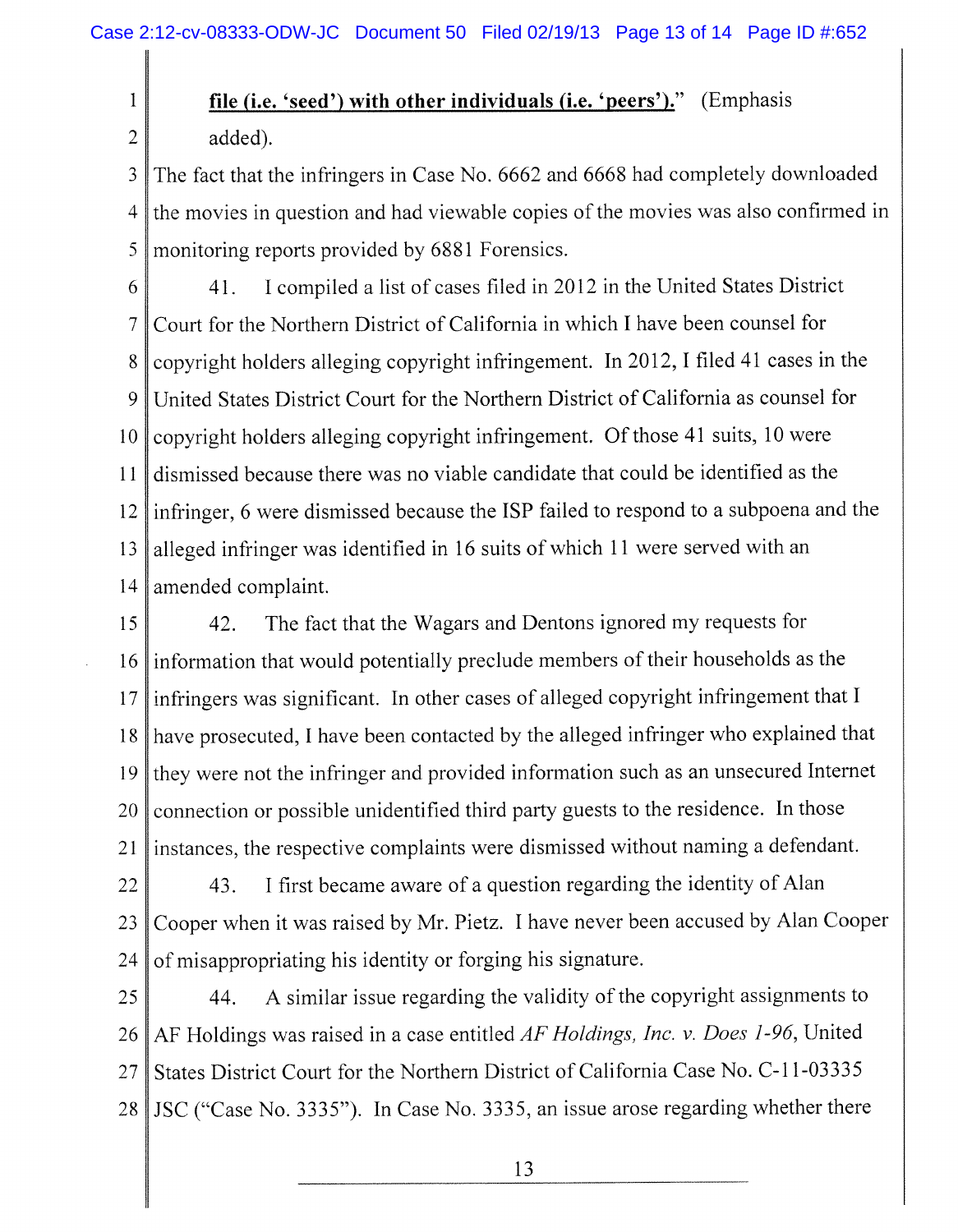**file (i.e. 'seed') with other individuals (i.e. 'peers').**" (Emphasis added).

The fact that the infringers in Case No. 6662 and 6668 had completely downloaded the movies in question and had viewable copies of the movies was also confirmed in monitoring reports provided by 6881 Forensics.

41. I compiled a list of cases filed in 2012 in the United States District Court for the Northern District of California in which I have been counsel for copyright holders alleging copyright infringement. In 2012, I filed 41 cases in the United States District Court for the Northern District of California as counsel for copyright holders alleging copyright infringement. Of those 41 suits, 10 were dismissed because there was no viable candidate that could be identified as the infringer, 6 were dismissed because the ISP failed to respond to a subpoena and the alleged infringer was identified in 16 suits of which 11 were served with an amended complaint.

42. The fact that the Wagars and Dentons ignored my requests for information that would potentially preclude members of their households as the infringers was significant. In other cases of alleged copyright infringement that I have prosecuted, I have been contacted by the alleged infringer who explained that they were not the infringer and provided information such as an unsecured Internet connection or possible unidentified third party guests to the residence. In those instances, the respective complaints were dismissed without naming a defendant.

43. I first became aware of a question regarding the identity of Alan Cooper when it was raised by Mr. Pietz. I have never been accused by Alan Cooper of misappropriating his identity or forging his signature.

44. A similar issue regarding the validity of the copyright assignments to AF Holdings was raised in a case entitled *AF Holdings, Inc. v. Does 1-96*, United States District Court for the Northern District of California Case No. C-11-03335 JSC ("Case No. 3335"). In Case No. 3335, an issue arose regarding whether there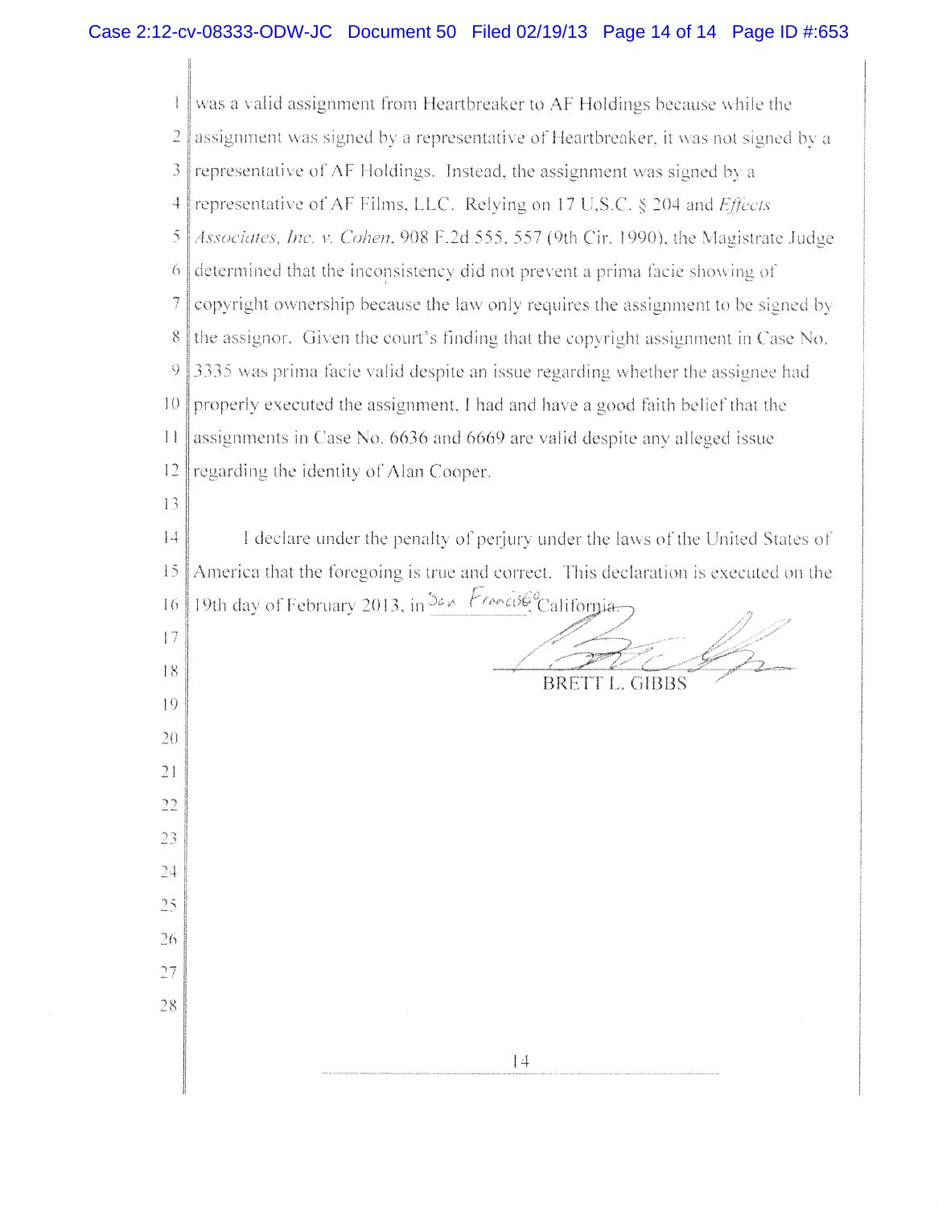was a valid assignment from Heartbreaker to AF Holdings because while the assignment was signed by a representative of Heartbreaker, it was not signed by a representative of AF Holdings. Instead, the assignment was signed by a representative of AF Films, LLC. Relying on 17 U.S.C. § 204 and *Effects Associates, Inc. v. Cohen*, 908 F.2d 555, 557 (9th Cir. 1990), the Magistrate Judge determined that the inconsistency did not prevent a prima facie showing of copyright ownership because the law only requires the assignment to be signed by the assignor. Given the court's finding that the copyright assignment in Case No. 3335 was prima facie valid despite an issue regarding whether the assignee had properly executed the assignment, I had and have a good faith belief that the assignments in Case No. 6636 and 6669 are valid despite any alleged issue regarding the identity of Alan Cooper.

I declare under the penalty of perjury under the laws of the United States of America that the foregoing is true and correct. This declaration is executed on the 19th day of February 2013, in San Francisco, California.

BRETT L. GIBBS